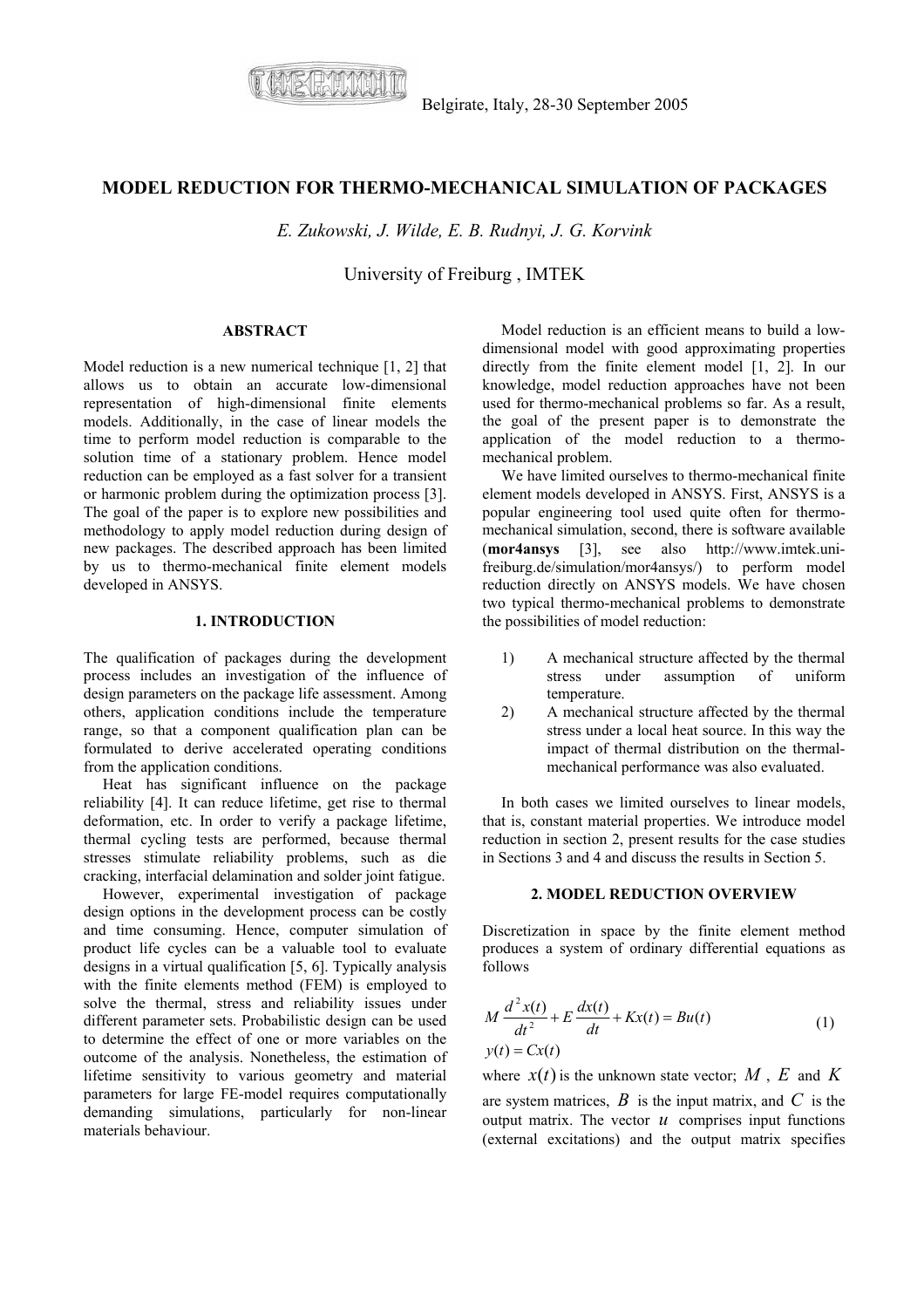Belgirate, Italy, 28-30 September 2005

# MODEL REDUCTION FOR THERMO-MECHANICAL SIMULATION OF PACKAGES

*E. Zukowski, J. Wilde, E. B. Rudnyi, J. G. Korvink*

University of Freiburg , IMTEK

## ABSTRACT

Model reduction is a new numerical technique [1, 2] that allows us to obtain an accurate low-dimensional representation of high-dimensional finite elements models. Additionally, in the case of linear models the time to perform model reduction is comparable to the solution time of a stationary problem. Hence model reduction can be employed as a fast solver for a transient or harmonic problem during the optimization process [3]. The goal of the paper is to explore new possibilities and methodology to apply model reduction during design of new packages. The described approach has been limited by us to thermo-mechanical finite element models developed in ANSYS.

## 1. INTRODUCTION

The qualification of packages during the development process includes an investigation of the influence of design parameters on the package life assessment. Among others, application conditions include the temperature range, so that a component qualification plan can be formulated to derive accelerated operating conditions from the application conditions.

Heat has significant influence on the package reliability [4]. It can reduce lifetime, get rise to thermal deformation, etc. In order to verify a package lifetime, thermal cycling tests are performed, because thermal stresses stimulate reliability problems, such as die cracking, interfacial delamination and solder joint fatigue.

However, experimental investigation of package design options in the development process can be costly and time consuming. Hence, computer simulation of product life cycles can be a valuable tool to evaluate designs in a virtual qualification [5, 6]. Typically analysis with the finite elements method (FEM) is employed to solve the thermal, stress and reliability issues under different parameter sets. Probabilistic design can be used to determine the effect of one or more variables on the outcome of the analysis. Nonetheless, the estimation of lifetime sensitivity to various geometry and material parameters for large FE-model requires computationally demanding simulations, particularly for non-linear materials behaviour.

Model reduction is an efficient means to build a low-dimensional model with good approximating properties directly from the finite element model [1, 2]. In our knowledge, model reduction approaches have not been used for thermo-mechanical problems so far. As a result, the goal of the present paper is to demonstrate the application of the model reduction to a thermo-mechanical problem.

We have limited ourselves to thermo-mechanical finite element models developed in ANSYS. First, ANSYS is a popular engineering tool used quite often for thermo-mechanical simulation, second, there is software available (**mor4ansys** [3], see also http://www.imtek.uni-freiburg.de/simulation/mor4ansys/) to perform model reduction directly on ANSYS models. We have chosen two typical thermo-mechanical problems to demonstrate the possibilities of model reduction:

1) A mechanical structure affected by the thermal stress under assumption of uniform temperature.
2) A mechanical structure affected by the thermal stress under a local heat source. In this way the impact of thermal distribution on the thermal-mechanical performance was also evaluated.

In both cases we limited ourselves to linear models, that is, constant material properties. We introduce model reduction in section 2, present results for the case studies in Sections 3 and 4 and discuss the results in Section 5.

## 2. MODEL REDUCTION OVERVIEW

Discretization in space by the finite element method produces a system of ordinary differential equations as follows

$$
\begin{aligned}
&M\frac{d^2x(t)}{dt^2} + E\frac{dx(t)}{dt} + Kx(t) = Bu(t) \\
&y(t) = Cx(t)
\end{aligned}
\tag{1}
$$

where $x(t)$ is the unknown state vector; $M$, $E$ and $K$ are system matrices, $B$ is the input matrix, and $C$ is the output matrix. The vector $u$ comprises input functions (external excitations) and the output matrix specifies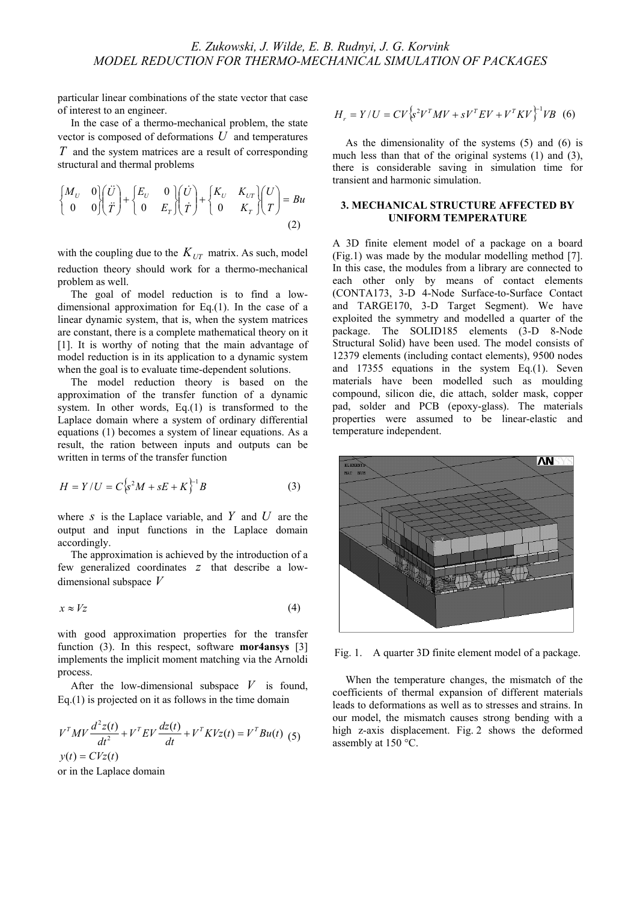particular linear combinations of the state vector that case of interest to an engineer.

In the case of a thermo-mechanical problem, the state vector is composed of deformations $U$ and temperatures $T$ and the system matrices are a result of corresponding structural and thermal problems

$$\begin{Bmatrix} M_U & 0 \\ 0 & 0 \end{Bmatrix}\begin{pmatrix} \ddot{U} \\ \ddot{T} \end{pmatrix} + \begin{Bmatrix} E_U & 0 \\ 0 & E_T \end{Bmatrix}\begin{pmatrix} \dot{U} \\ \dot{T} \end{pmatrix} + \begin{Bmatrix} K_U & K_{UT} \\ 0 & K_T \end{Bmatrix}\begin{pmatrix} U \\ T \end{pmatrix} = Bu \quad (2)$$

with the coupling due to the $K_{UT}$ matrix. As such, model reduction theory should work for a thermo-mechanical problem as well.

The goal of model reduction is to find a low-dimensional approximation for Eq.(1). In the case of a linear dynamic system, that is, when the system matrices are constant, there is a complete mathematical theory on it [1]. It is worthy of noting that the main advantage of model reduction is in its application to a dynamic system when the goal is to evaluate time-dependent solutions.

The model reduction theory is based on the approximation of the transfer function of a dynamic system. In other words, Eq.(1) is transformed to the Laplace domain where a system of ordinary differential equations (1) becomes a system of linear equations. As a result, the ration between inputs and outputs can be written in terms of the transfer function

$$H = Y/U = C\left\{s^2M + sE + K\right\}^{-1}B \quad (3)$$

where $s$ is the Laplace variable, and $Y$ and $U$ are the output and input functions in the Laplace domain accordingly.

The approximation is achieved by the introduction of a few generalized coordinates $z$ that describe a low-dimensional subspace $V$

$$x \approx Vz \quad (4)$$

with good approximation properties for the transfer function (3). In this respect, software **mor4ansys** [3] implements the implicit moment matching via the Arnoldi process.

After the low-dimensional subspace $V$ is found, Eq.(1) is projected on it as follows in the time domain

$$V^TMV\frac{d^2z(t)}{dt^2} + V^TEV\frac{dz(t)}{dt} + V^TKVz(t) = V^TBu(t) \quad (5)$$
$$y(t) = CVz(t)$$

or in the Laplace domain

$$H_r = Y/U = CV\left\{s^2V^TMV + sV^TEV + V^TKV\right\}^{-1}VB \quad (6)$$

As the dimensionality of the systems (5) and (6) is much less than that of the original systems (1) and (3), there is considerable saving in simulation time for transient and harmonic simulation.

## 3. MECHANICAL STRUCTURE AFFECTED BY UNIFORM TEMPERATURE

A 3D finite element model of a package on a board (Fig.1) was made by the modular modelling method [7]. In this case, the modules from a library are connected to each other only by means of contact elements (CONTA173, 3-D 4-Node Surface-to-Surface Contact and TARGE170, 3-D Target Segment). We have exploited the symmetry and modelled a quarter of the package. The SOLID185 elements (3-D 8-Node Structural Solid) have been used. The model consists of 12379 elements (including contact elements), 9500 nodes and 17355 equations in the system Eq.(1). Seven materials have been modelled such as moulding compound, silicon die, die attach, solder mask, copper pad, solder and PCB (epoxy-glass). The materials properties were assumed to be linear-elastic and temperature independent.

Fig. 1. A quarter 3D finite element model of a package.

When the temperature changes, the mismatch of the coefficients of thermal expansion of different materials leads to deformations as well as to stresses and strains. In our model, the mismatch causes strong bending with a high z-axis displacement. Fig. 2 shows the deformed assembly at 150 °C.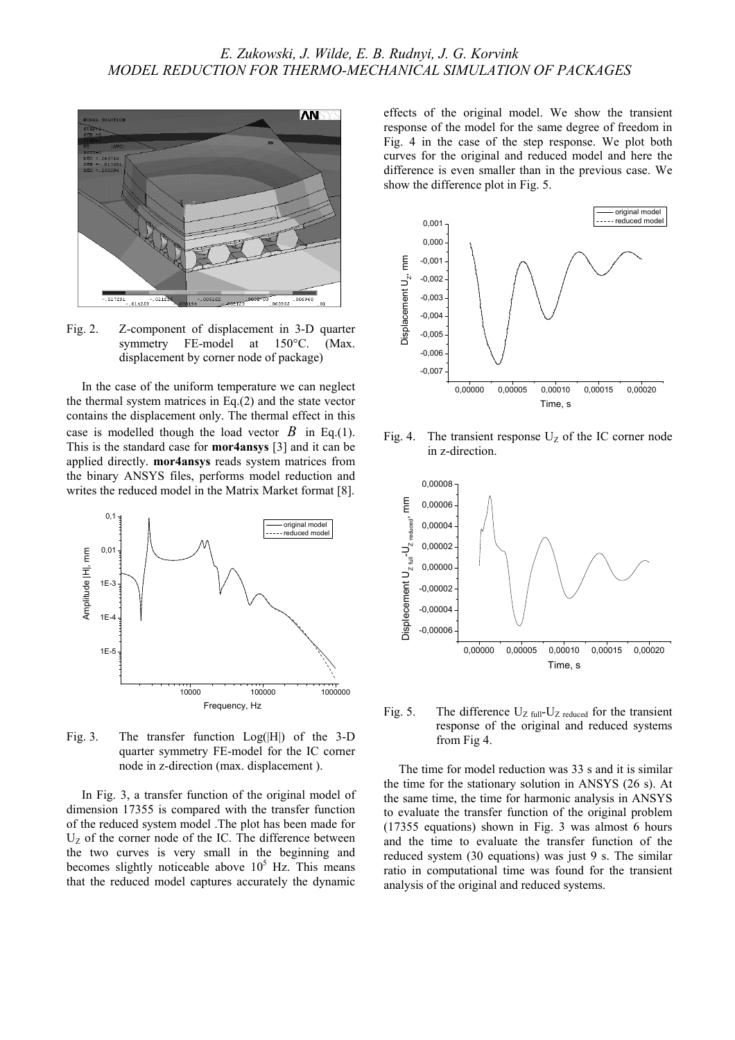Fig. 2. Z-component of displacement in 3-D quarter symmetry FE-model at 150°C. (Max. displacement by corner node of package)

In the case of the uniform temperature we can neglect the thermal system matrices in Eq.(2) and the state vector contains the displacement only. The thermal effect in this case is modelled though the load vector $B$ in Eq.(1). This is the standard case for **mor4ansys** [3] and it can be applied directly. **mor4ansys** reads system matrices from the binary ANSYS files, performs model reduction and writes the reduced model in the Matrix Market format [8].

Fig. 3. The transfer function Log(|H|) of the 3-D quarter symmetry FE-model for the IC corner node in z-direction (max. displacement ).

In Fig. 3, a transfer function of the original model of dimension 17355 is compared with the transfer function of the reduced system model .The plot has been made for $U_Z$ of the corner node of the IC. The difference between the two curves is very small in the beginning and becomes slightly noticeable above $10^5$ Hz. This means that the reduced model captures accurately the dynamic effects of the original model. We show the transient response of the model for the same degree of freedom in Fig. 4 in the case of the step response. We plot both curves for the original and reduced model and here the difference is even smaller than in the previous case. We show the difference plot in Fig. 5.

Fig. 4. The transient response $U_Z$ of the IC corner node in z-direction.

Fig. 5. The difference $U_{Z\ full}$-$U_{Z\ reduced}$ for the transient response of the original and reduced systems from Fig 4.

The time for model reduction was 33 s and it is similar the time for the stationary solution in ANSYS (26 s). At the same time, the time for harmonic analysis in ANSYS to evaluate the transfer function of the original problem (17355 equations) shown in Fig. 3 was almost 6 hours and the time to evaluate the transfer function of the reduced system (30 equations) was just 9 s. The similar ratio in computational time was found for the transient analysis of the original and reduced systems.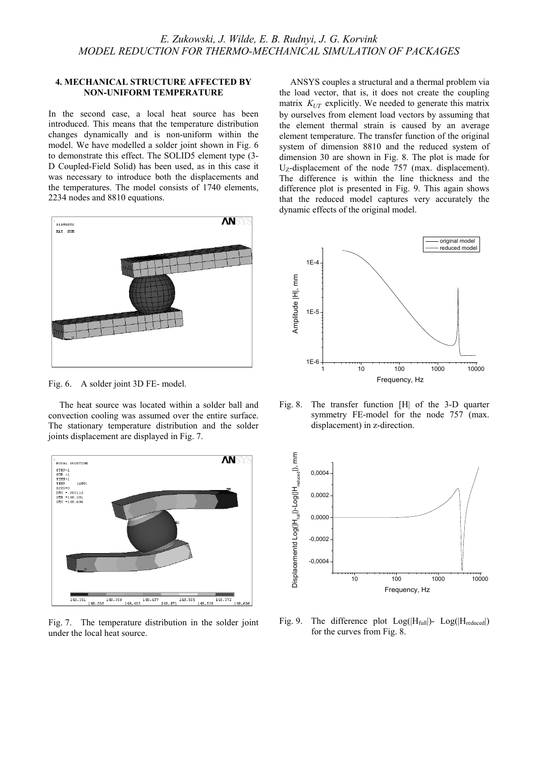## 4. MECHANICAL STRUCTURE AFFECTED BY NON-UNIFORM TEMPERATURE

In the second case, a local heat source has been introduced. This means that the temperature distribution changes dynamically and is non-uniform within the model. We have modelled a solder joint shown in Fig. 6 to demonstrate this effect. The SOLID5 element type (3-D Coupled-Field Solid) has been used, as in this case it was necessary to introduce both the displacements and the temperatures. The model consists of 1740 elements, 2234 nodes and 8810 equations.

Fig. 6. A solder joint 3D FE- model.

The heat source was located within a solder ball and convection cooling was assumed over the entire surface. The stationary temperature distribution and the solder joints displacement are displayed in Fig. 7.

Fig. 7. The temperature distribution in the solder joint under the local heat source.

ANSYS couples a structural and a thermal problem via the load vector, that is, it does not create the coupling matrix $K_{UT}$ explicitly. We needed to generate this matrix by ourselves from element load vectors by assuming that the element thermal strain is caused by an average element temperature. The transfer function of the original system of dimension 8810 and the reduced system of dimension 30 are shown in Fig. 8. The plot is made for $U_Z$-displacement of the node 757 (max. displacement). The difference is within the line thickness and the difference plot is presented in Fig. 9. This again shows that the reduced model captures very accurately the dynamic effects of the original model.

Fig. 8. The transfer function |H| of the 3-D quarter symmetry FE-model for the node 757 (max. displacement) in z-direction.

Fig. 9. The difference plot $\text{Log}(|H_{full}|)$- $\text{Log}(|H_{reduced}|)$ for the curves from Fig. 8.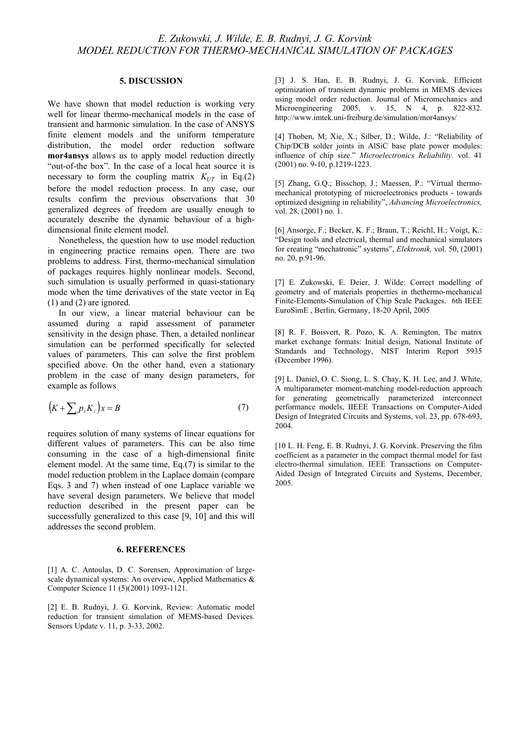## 5. DISCUSSION

We have shown that model reduction is working very well for linear thermo-mechanical models in the case of transient and harmonic simulation. In the case of ANSYS finite element models and the uniform temperature distribution, the model order reduction software **mor4ansys** allows us to apply model reduction directly "out-of-the box". In the case of a local heat source it is necessary to form the coupling matrix $K_{UT}$ in Eq.(2) before the model reduction process. In any case, our results confirm the previous observations that 30 generalized degrees of freedom are usually enough to accurately describe the dynamic behaviour of a high-dimensional finite element model.

Nonetheless, the question how to use model reduction in engineering practice remains open. There are two problems to address. First, thermo-mechanical simulation of packages requires highly nonlinear models. Second, such simulation is usually performed in quasi-stationary mode when the time derivatives of the state vector in Eq (1) and (2) are ignored.

In our view, a linear material behaviour can be assumed during a rapid assessment of parameter sensitivity in the design phase. Then, a detailed nonlinear simulation can be performed specifically for selected values of parameters. This can solve the first problem specified above. On the other hand, even a stationary problem in the case of many design parameters, for example as follows

$$\left(K + \sum_i p_i K_i\right)x = B \tag{7}$$

requires solution of many systems of linear equations for different values of parameters. This can be also time consuming in the case of a high-dimensional finite element model. At the same time, Eq.(7) is similar to the model reduction problem in the Laplace domain (compare Eqs. 3 and 7) when instead of one Laplace variable we have several design parameters. We believe that model reduction described in the present paper can be successfully generalized to this case [9, 10] and this will addresses the second problem.

## 6. REFERENCES

[1] A. C. Antoulas, D. C. Sorensen, Approximation of large-scale dynamical systems: An overview, Applied Mathematics & Computer Science 11 (5)(2001) 1093-1121.

[2] E. B. Rudnyi, J. G. Korvink, Review: Automatic model reduction for transient simulation of MEMS-based Devices. Sensors Update v. 11, p. 3-33, 2002.

[3] J. S. Han, E. B. Rudnyi, J. G. Korvink. Efficient optimization of transient dynamic problems in MEMS devices using model order reduction. Journal of Micromechanics and Microengineering 2005, v. 15, N 4, p. 822-832. http://www.imtek.uni-freiburg.de/simulation/mor4ansys/

[4] Thoben, M; Xie, X.; Silber, D.; Wilde, J.: "Reliability of Chip/DCB solder joints in AlSiC base plate power modules: influence of chip size." *Microelectronics Reliability.* vol. 41 (2001) no. 9-10, p.1219-1223.

[5] Zhang, G.Q.; Bisschop, J.; Maessen, P.: "Virtual thermo-mechanical prototyping of microelectronics products - towards optimized designing in reliability", *Advancing Microelectronics,* vol. 28, (2001) no. 1.

[6] Ansorge, F.; Becker, K. F.; Braun, T.; Reichl, H.; Voigt, K.: "Design tools and electrical, thermal and mechanical simulators for creating "mechatronic" systems", *Elektronik,* vol. 50, (2001) no. 20, p.91-96.

[7] E. Zukowski, E. Deier, J. Wilde: Correct modelling of geometry and of materials properties in thethermo-mechanical Finite-Elements-Simulation of Chip Scale Packages. 6th IEEE EuroSimE , Berlin, Germany, 18-20 April, 2005

[8] R. F. Boisvert, R. Pozo, K. A. Remington, The matrix market exchange formats: Initial design, National Institute of Standards and Technology, NIST Interim Report 5935 (December 1996).

[9] L. Daniel, O. C. Siong, L. S. Chay, K. H. Lee, and J. White, A multiparameter moment-matching model-reduction approach for generating geometrically parameterized interconnect performance models, IIEEE Transactions on Computer-Aided Design of Integrated Circuits and Systems, vol. 23, pp. 678-693, 2004.

[10 L. H. Feng, E. B. Rudnyi, J. G. Korvink. Preserving the film coefficient as a parameter in the compact thermal model for fast electro-thermal simulation. IEEE Transactions on Computer-Aided Design of Integrated Circuits and Systems, December, 2005.